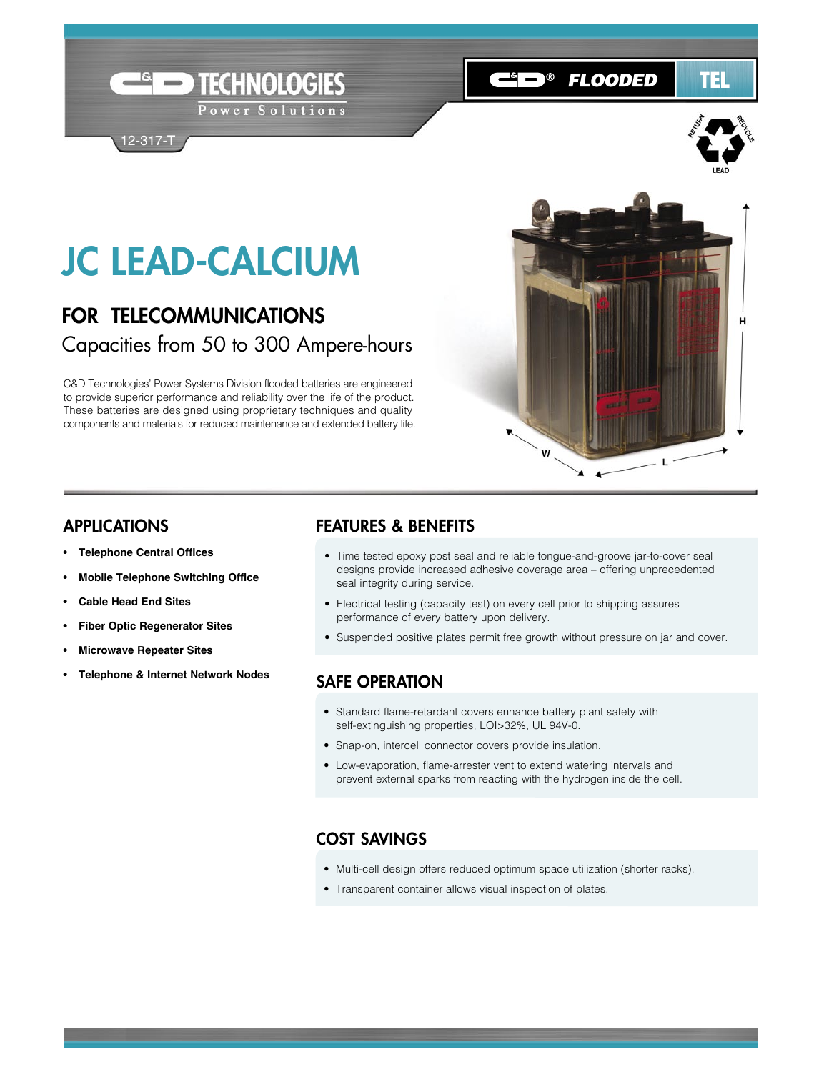C&D TECHNOLOGIES

Power Solutions

12-317-T

C&D® FLOODED TEL

# JC LEAD-CALCIUM

## FOR TELECOMMUNICATIONS

Capacities from 50 to 300 Ampere-hours

C&D Technologies' Power Systems Division flooded batteries are engineered to provide superior performance and reliability over the life of the product. These batteries are designed using proprietary techniques and quality components and materials for reduced maintenance and extended battery life.

## APPLICATIONS

- **Telephone Central Offices**
- **Mobile Telephone Switching Office**
- **Cable Head End Sites**
- **Fiber Optic Regenerator Sites**
- **Microwave Repeater Sites**
- **Telephone & Internet Network Nodes**

## FEATURES & BENEFITS

- Time tested epoxy post seal and reliable tongue-and-groove jar-to-cover seal designs provide increased adhesive coverage area – offering unprecedented seal integrity during service.
- Electrical testing (capacity test) on every cell prior to shipping assures performance of every battery upon delivery.
- Suspended positive plates permit free growth without pressure on jar and cover.

## SAFE OPERATION

- Standard flame-retardant covers enhance battery plant safety with self-extinguishing properties, LOI>32%, UL 94V-0.
- Snap-on, intercell connector covers provide insulation.
- Low-evaporation, flame-arrester vent to extend watering intervals and prevent external sparks from reacting with the hydrogen inside the cell.

## COST SAVINGS

- Multi-cell design offers reduced optimum space utilization (shorter racks).
- Transparent container allows visual inspection of plates.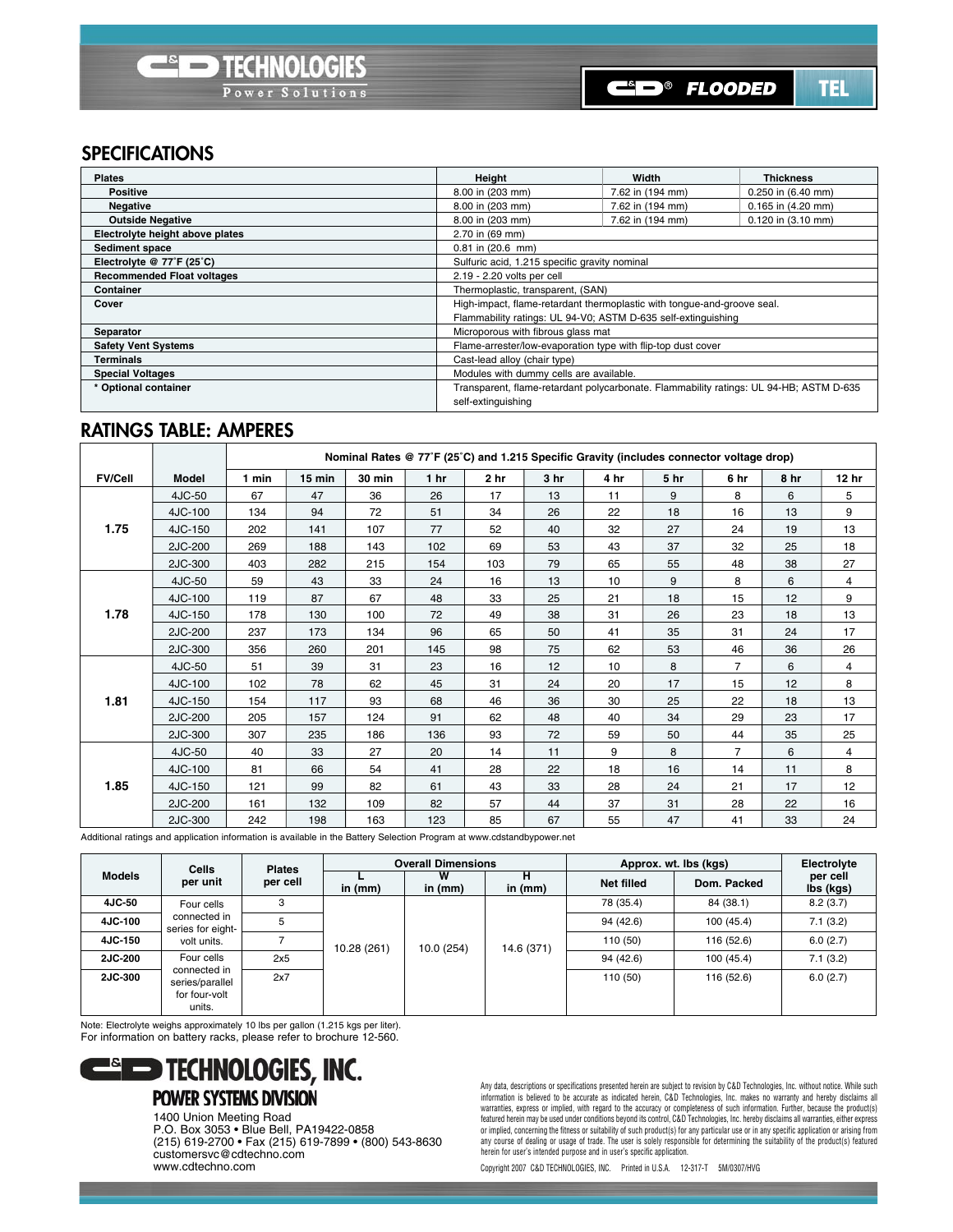## SPECIFICATIONS

| Plates | Height | Width | Thickness |
|---|---|---|---|
| Positive | 8.00 in (203 mm) | 7.62 in (194 mm) | 0.250 in (6.40 mm) |
| Negative | 8.00 in (203 mm) | 7.62 in (194 mm) | 0.165 in (4.20 mm) |
| Outside Negative | 8.00 in (203 mm) | 7.62 in (194 mm) | 0.120 in (3.10 mm) |
| Electrolyte height above plates | 2.70 in (69 mm) | | |
| Sediment space | 0.81 in (20.6 mm) | | |
| Electrolyte @ 77˚F (25˚C) | Sulfuric acid, 1.215 specific gravity nominal | | |
| Recommended Float voltages | 2.19 - 2.20 volts per cell | | |
| Container | Thermoplastic, transparent, (SAN) | | |
| Cover | High-impact, flame-retardant thermoplastic with tongue-and-groove seal. Flammability ratings: UL 94-V0; ASTM D-635 self-extinguishing | | |
| Separator | Microporous with fibrous glass mat | | |
| Safety Vent Systems | Flame-arrester/low-evaporation type with flip-top dust cover | | |
| Terminals | Cast-lead alloy (chair type) | | |
| Special Voltages | Modules with dummy cells are available. | | |
| * Optional container | Transparent, flame-retardant polycarbonate. Flammability ratings: UL 94-HB; ASTM D-635 self-extinguishing | | |

## RATINGS TABLE: AMPERES

| | | Nominal Rates @ 77˚F (25˚C) and 1.215 Specific Gravity (includes connector voltage drop) | | | | | | | | | | |
|---|---|---|---|---|---|---|---|---|---|---|---|---|
| FV/Cell | Model | 1 min | 15 min | 30 min | 1 hr | 2 hr | 3 hr | 4 hr | 5 hr | 6 hr | 8 hr | 12 hr |
| 1.75 | 4JC-50 | 67 | 47 | 36 | 26 | 17 | 13 | 11 | 9 | 8 | 6 | 5 |
| | 4JC-100 | 134 | 94 | 72 | 51 | 34 | 26 | 22 | 18 | 16 | 13 | 9 |
| | 4JC-150 | 202 | 141 | 107 | 77 | 52 | 40 | 32 | 27 | 24 | 19 | 13 |
| | 2JC-200 | 269 | 188 | 143 | 102 | 69 | 53 | 43 | 37 | 32 | 25 | 18 |
| | 2JC-300 | 403 | 282 | 215 | 154 | 103 | 79 | 65 | 55 | 48 | 38 | 27 |
| 1.78 | 4JC-50 | 59 | 43 | 33 | 24 | 16 | 13 | 10 | 9 | 8 | 6 | 4 |
| | 4JC-100 | 119 | 87 | 67 | 48 | 33 | 25 | 21 | 18 | 15 | 12 | 9 |
| | 4JC-150 | 178 | 130 | 100 | 72 | 49 | 38 | 31 | 26 | 23 | 18 | 13 |
| | 2JC-200 | 237 | 173 | 134 | 96 | 65 | 50 | 41 | 35 | 31 | 24 | 17 |
| | 2JC-300 | 356 | 260 | 201 | 145 | 98 | 75 | 62 | 53 | 46 | 36 | 26 |
| 1.81 | 4JC-50 | 51 | 39 | 31 | 23 | 16 | 12 | 10 | 8 | 7 | 6 | 4 |
| | 4JC-100 | 102 | 78 | 62 | 45 | 31 | 24 | 20 | 17 | 15 | 12 | 8 |
| | 4JC-150 | 154 | 117 | 93 | 68 | 46 | 36 | 30 | 25 | 22 | 18 | 13 |
| | 2JC-200 | 205 | 157 | 124 | 91 | 62 | 48 | 40 | 34 | 29 | 23 | 17 |
| | 2JC-300 | 307 | 235 | 186 | 136 | 93 | 72 | 59 | 50 | 44 | 35 | 25 |
| 1.85 | 4JC-50 | 40 | 33 | 27 | 20 | 14 | 11 | 9 | 8 | 7 | 6 | 4 |
| | 4JC-100 | 81 | 66 | 54 | 41 | 28 | 22 | 18 | 16 | 14 | 11 | 8 |
| | 4JC-150 | 121 | 99 | 82 | 61 | 43 | 33 | 28 | 24 | 21 | 17 | 12 |
| | 2JC-200 | 161 | 132 | 109 | 82 | 57 | 44 | 37 | 31 | 28 | 22 | 16 |
| | 2JC-300 | 242 | 198 | 163 | 123 | 85 | 67 | 55 | 47 | 41 | 33 | 24 |

Additional ratings and application information is available in the Battery Selection Program at www.cdstandbypower.net

| Models | Cells per unit | Plates per cell | Overall Dimensions | | | Approx. wt. lbs (kgs) | | Electrolyte per cell lbs (kgs) |
|---|---|---|---|---|---|---|---|---|
| | | | L in (mm) | W in (mm) | H in (mm) | Net filled | Dom. Packed | |
| 4JC-50 | Four cells connected in series for eight-volt units. | 3 | 10.28 (261) | 10.0 (254) | 14.6 (371) | 78 (35.4) | 84 (38.1) | 8.2 (3.7) |
| 4JC-100 | | 5 | | | | 94 (42.6) | 100 (45.4) | 7.1 (3.2) |
| 4JC-150 | | 7 | | | | 110 (50) | 116 (52.6) | 6.0 (2.7) |
| 2JC-200 | Four cells connected in series/parallel for four-volt units. | 2x5 | | | | 94 (42.6) | 100 (45.4) | 7.1 (3.2) |
| 2JC-300 | | 2x7 | | | | 110 (50) | 116 (52.6) | 6.0 (2.7) |

Note: Electrolyte weighs approximately 10 lbs per gallon (1.215 kgs per liter).
For information on battery racks, please refer to brochure 12-560.

**C&D TECHNOLOGIES, INC.**
**POWER SYSTEMS DIVISION**
1400 Union Meeting Road
P.O. Box 3053 • Blue Bell, PA19422-0858
(215) 619-2700 • Fax (215) 619-7899 • (800) 543-8630
customersvc@cdtechno.com
www.cdtechno.com

Any data, descriptions or specifications presented herein are subject to revision by C&D Technologies, Inc. without notice. While such information is believed to be accurate as indicated herein, C&D Technologies, Inc. makes no warranty and hereby disclaims all warranties, express or implied, with regard to the accuracy or completeness of such information. Further, because the product(s) featured herein may be used under conditions beyond its control, C&D Technologies, Inc. hereby disclaims all warranties, either express or implied, concerning the fitness or suitability of such product(s) for any particular use or in any specific application or arising from any course of dealing or usage of trade. The user is solely responsible for determining the suitability of the product(s) featured herein for user's intended purpose and in user's specific application.

Copyright 2007 C&D TECHNOLOGIES, INC. Printed in U.S.A. 12-317-T 5M/0307/HVG